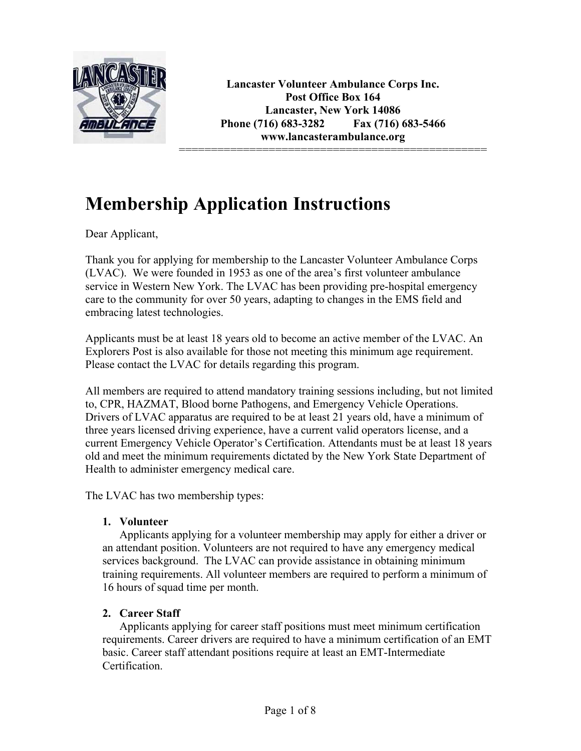**Lancaster Volunteer Ambulance Corps Inc.**
**Post Office Box 164**
**Lancaster, New York 14086**
**Phone (716) 683-3282 Fax (716) 683-5466**
**www.lancasterambulance.org**

# Membership Application Instructions

Dear Applicant,

Thank you for applying for membership to the Lancaster Volunteer Ambulance Corps (LVAC). We were founded in 1953 as one of the area's first volunteer ambulance service in Western New York. The LVAC has been providing pre-hospital emergency care to the community for over 50 years, adapting to changes in the EMS field and embracing latest technologies.

Applicants must be at least 18 years old to become an active member of the LVAC. An Explorers Post is also available for those not meeting this minimum age requirement. Please contact the LVAC for details regarding this program.

All members are required to attend mandatory training sessions including, but not limited to, CPR, HAZMAT, Blood borne Pathogens, and Emergency Vehicle Operations. Drivers of LVAC apparatus are required to be at least 21 years old, have a minimum of three years licensed driving experience, have a current valid operators license, and a current Emergency Vehicle Operator's Certification. Attendants must be at least 18 years old and meet the minimum requirements dictated by the New York State Department of Health to administer emergency medical care.

The LVAC has two membership types:

1. **Volunteer**
   Applicants applying for a volunteer membership may apply for either a driver or an attendant position. Volunteers are not required to have any emergency medical services background. The LVAC can provide assistance in obtaining minimum training requirements. All volunteer members are required to perform a minimum of 16 hours of squad time per month.

2. **Career Staff**
   Applicants applying for career staff positions must meet minimum certification requirements. Career drivers are required to have a minimum certification of an EMT basic. Career staff attendant positions require at least an EMT-Intermediate Certification.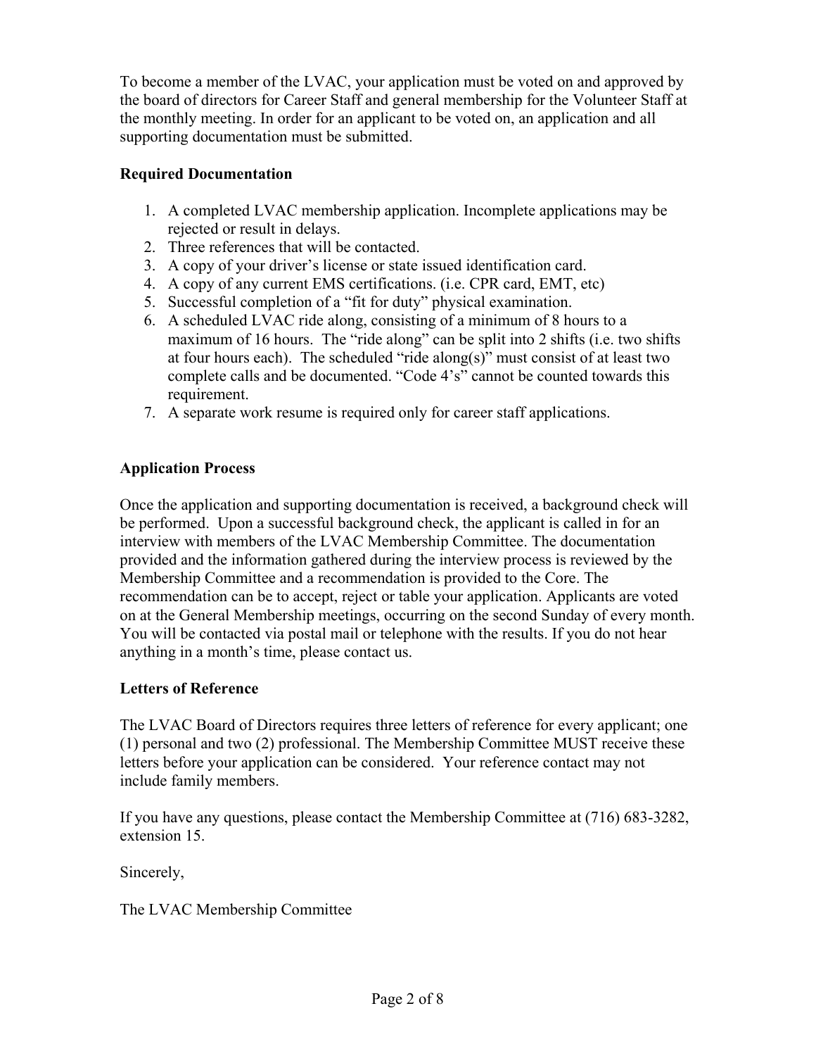To become a member of the LVAC, your application must be voted on and approved by the board of directors for Career Staff and general membership for the Volunteer Staff at the monthly meeting. In order for an applicant to be voted on, an application and all supporting documentation must be submitted.

**Required Documentation**

1. A completed LVAC membership application. Incomplete applications may be rejected or result in delays.
2. Three references that will be contacted.
3. A copy of your driver's license or state issued identification card.
4. A copy of any current EMS certifications. (i.e. CPR card, EMT, etc)
5. Successful completion of a "fit for duty" physical examination.
6. A scheduled LVAC ride along, consisting of a minimum of 8 hours to a maximum of 16 hours. The "ride along" can be split into 2 shifts (i.e. two shifts at four hours each). The scheduled "ride along(s)" must consist of at least two complete calls and be documented. "Code 4's" cannot be counted towards this requirement.
7. A separate work resume is required only for career staff applications.

**Application Process**

Once the application and supporting documentation is received, a background check will be performed. Upon a successful background check, the applicant is called in for an interview with members of the LVAC Membership Committee. The documentation provided and the information gathered during the interview process is reviewed by the Membership Committee and a recommendation is provided to the Core. The recommendation can be to accept, reject or table your application. Applicants are voted on at the General Membership meetings, occurring on the second Sunday of every month. You will be contacted via postal mail or telephone with the results. If you do not hear anything in a month's time, please contact us.

**Letters of Reference**

The LVAC Board of Directors requires three letters of reference for every applicant; one (1) personal and two (2) professional. The Membership Committee MUST receive these letters before your application can be considered. Your reference contact may not include family members.

If you have any questions, please contact the Membership Committee at (716) 683-3282, extension 15.

Sincerely,

The LVAC Membership Committee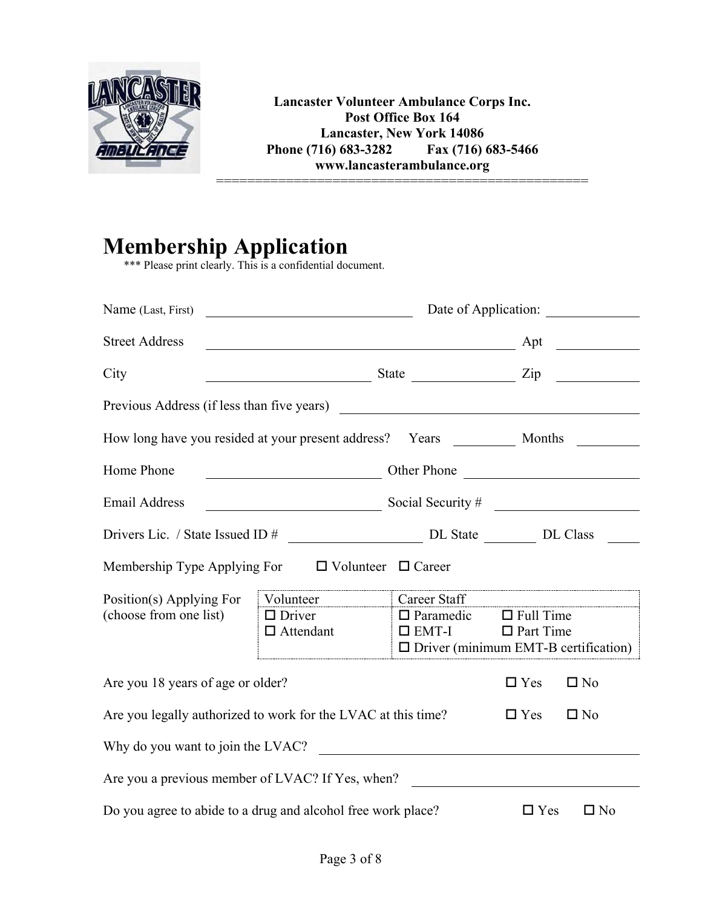**Lancaster Volunteer Ambulance Corps Inc.**
**Post Office Box 164**
**Lancaster, New York 14086**
**Phone (716) 683-3282 Fax (716) 683-5466**
**www.lancasterambulance.org**

# Membership Application

*** Please print clearly. This is a confidential document.

Name (Last, First) ______________________ Date of Application: __________

Street Address ________________________________ Apt ________

City __________________ State ____________ Zip ________

Previous Address (if less than five years) ________________________________

How long have you resided at your present address? Years ________ Months ________

Home Phone ____________________ Other Phone ____________________

Email Address ____________________ Social Security # ________________

Drivers Lic. / State Issued ID # ______________ DL State ______ DL Class ____

Membership Type Applying For ☐ Volunteer ☐ Career

Position(s) Applying For (choose from one list)

| Volunteer | Career Staff | |
|---|---|---|
| ☐ Driver | ☐ Paramedic | ☐ Full Time |
| ☐ Attendant | ☐ EMT-I | ☐ Part Time |
| | ☐ Driver (minimum EMT-B certification) | |

Are you 18 years of age or older? ☐ Yes ☐ No

Are you legally authorized to work for the LVAC at this time? ☐ Yes ☐ No

Why do you want to join the LVAC? ________________________________

Are you a previous member of LVAC? If Yes, when? ____________________

Do you agree to abide to a drug and alcohol free work place? ☐ Yes ☐ No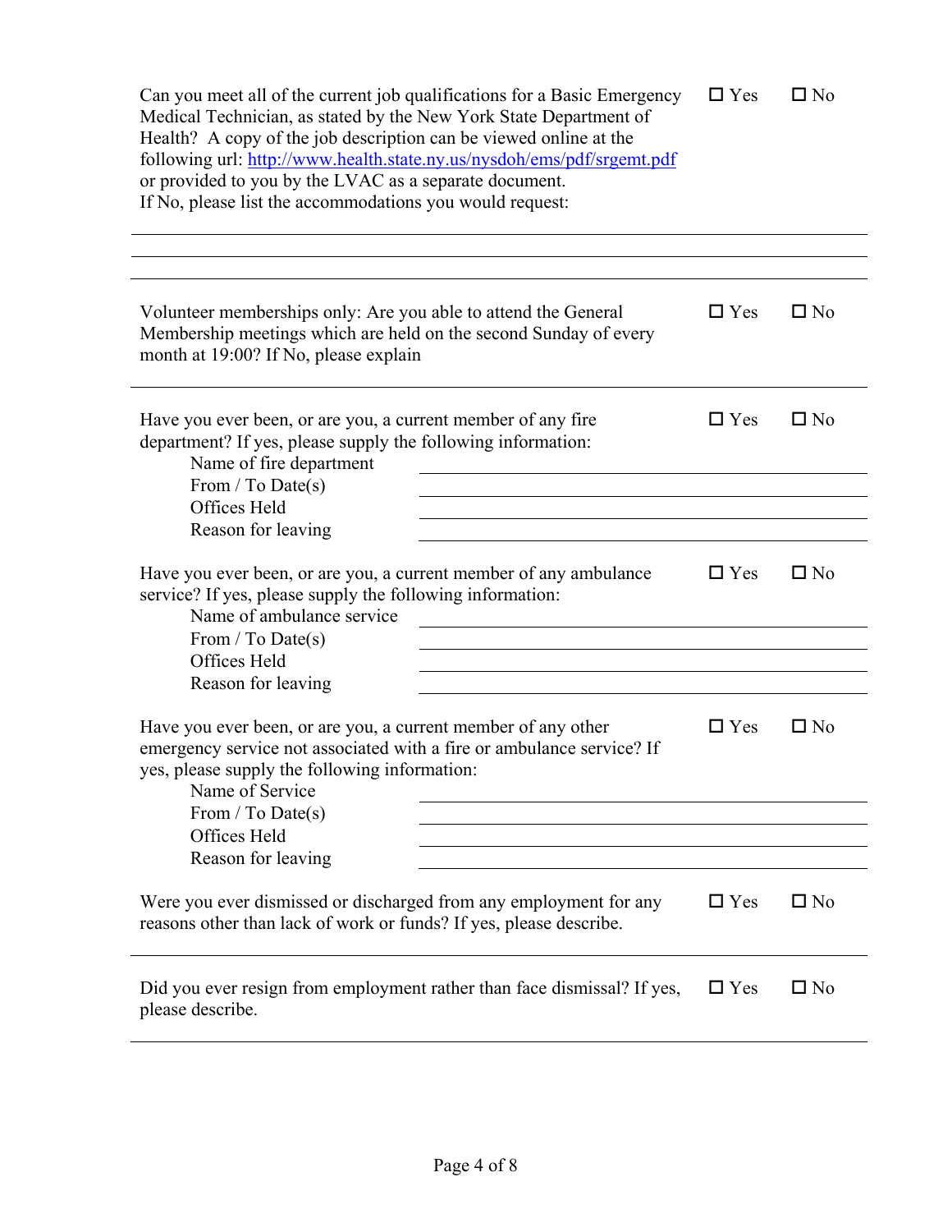Can you meet all of the current job qualifications for a Basic Emergency Medical Technician, as stated by the New York State Department of Health? A copy of the job description can be viewed online at the following url: [http://www.health.state.ny.us/nysdoh/ems/pdf/srgemt.pdf](http://www.health.state.ny.us/nysdoh/ems/pdf/srgemt.pdf) or provided to you by the LVAC as a separate document.
If No, please list the accommodations you would request:

☐ Yes ☐ No

______________________________________________________________________

______________________________________________________________________

______________________________________________________________________

Volunteer memberships only: Are you able to attend the General Membership meetings which are held on the second Sunday of every month at 19:00? If No, please explain

☐ Yes ☐ No

______________________________________________________________________

Have you ever been, or are you, a current member of any fire department? If yes, please supply the following information:

☐ Yes ☐ No

Name of fire department ______________________________

From / To Date(s) ______________________________

Offices Held ______________________________

Reason for leaving ______________________________

Have you ever been, or are you, a current member of any ambulance service? If yes, please supply the following information:

☐ Yes ☐ No

Name of ambulance service ______________________________

From / To Date(s) ______________________________

Offices Held ______________________________

Reason for leaving ______________________________

Have you ever been, or are you, a current member of any other emergency service not associated with a fire or ambulance service? If yes, please supply the following information:

☐ Yes ☐ No

Name of Service ______________________________

From / To Date(s) ______________________________

Offices Held ______________________________

Reason for leaving ______________________________

Were you ever dismissed or discharged from any employment for any reasons other than lack of work or funds? If yes, please describe.

☐ Yes ☐ No

______________________________________________________________________

Did you ever resign from employment rather than face dismissal? If yes, please describe.

☐ Yes ☐ No

______________________________________________________________________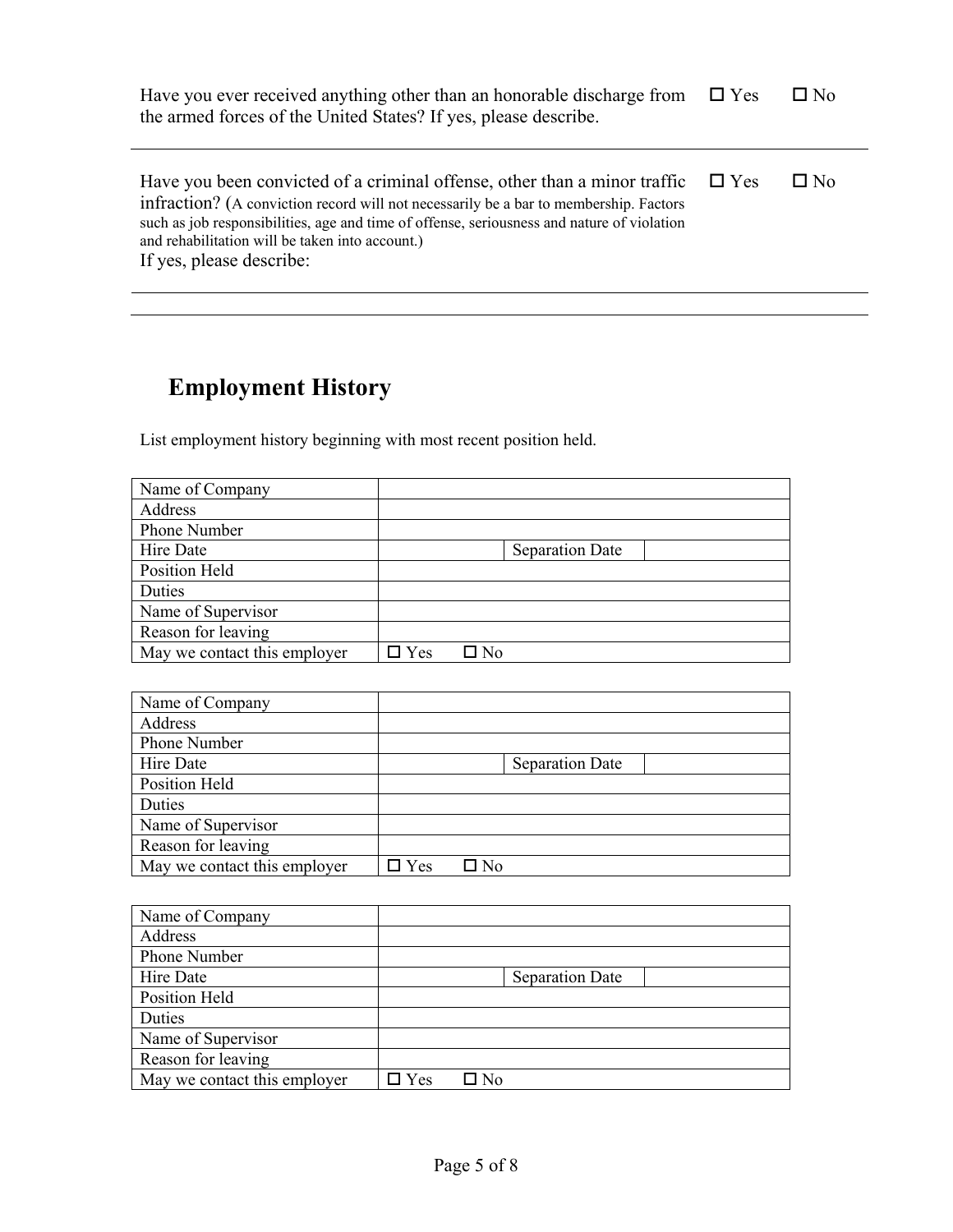Have you ever received anything other than an honorable discharge from the armed forces of the United States? If yes, please describe. ☐ Yes ☐ No

---

Have you been convicted of a criminal offense, other than a minor traffic infraction? (A conviction record will not necessarily be a bar to membership. Factors such as job responsibilities, age and time of offense, seriousness and nature of violation and rehabilitation will be taken into account.) ☐ Yes ☐ No

If yes, please describe:

---

---

## Employment History

List employment history beginning with most recent position held.

| Name of Company | | | |
|---|---|---|---|
| Address | | | |
| Phone Number | | | |
| Hire Date | | Separation Date | |
| Position Held | | | |
| Duties | | | |
| Name of Supervisor | | | |
| Reason for leaving | | | |
| May we contact this employer | ☐ Yes ☐ No | | |

| Name of Company | | | |
|---|---|---|---|
| Address | | | |
| Phone Number | | | |
| Hire Date | | Separation Date | |
| Position Held | | | |
| Duties | | | |
| Name of Supervisor | | | |
| Reason for leaving | | | |
| May we contact this employer | ☐ Yes ☐ No | | |

| Name of Company | | | |
|---|---|---|---|
| Address | | | |
| Phone Number | | | |
| Hire Date | | Separation Date | |
| Position Held | | | |
| Duties | | | |
| Name of Supervisor | | | |
| Reason for leaving | | | |
| May we contact this employer | ☐ Yes ☐ No | | |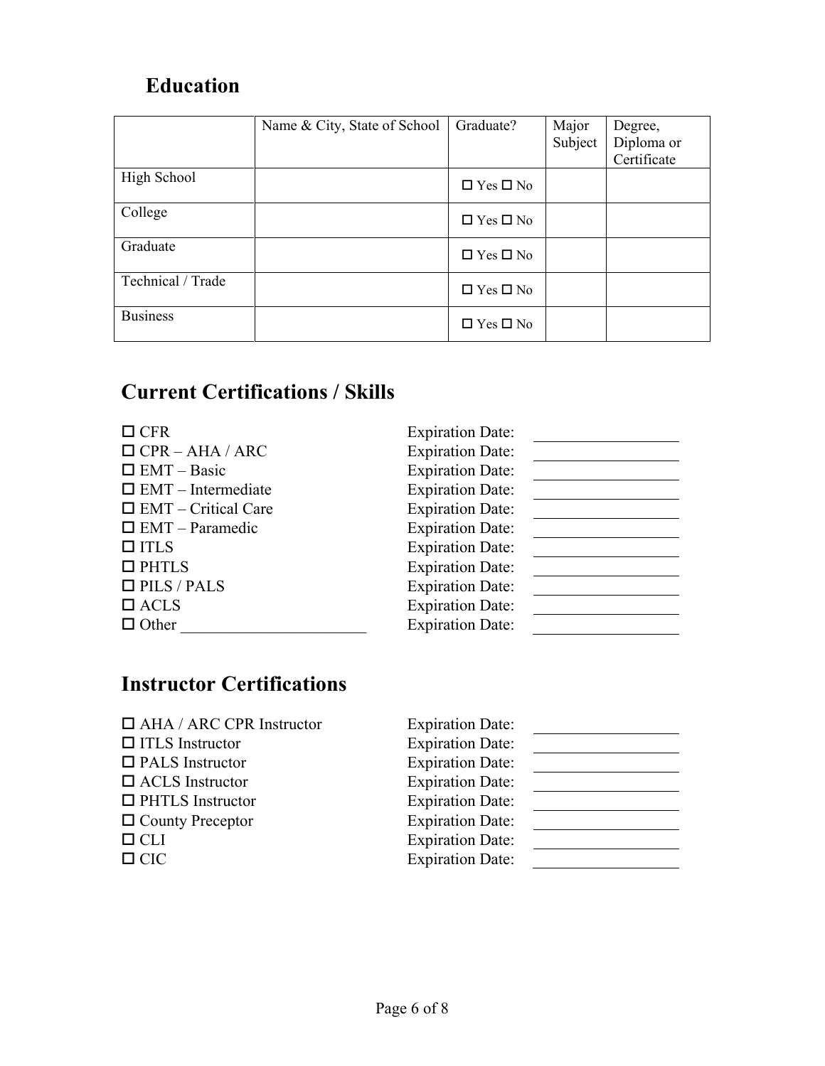## Education

| | Name & City, State of School | Graduate? | Major Subject | Degree, Diploma or Certificate |
|---|---|---|---|---|
| High School | | ☐ Yes ☐ No | | |
| College | | ☐ Yes ☐ No | | |
| Graduate | | ☐ Yes ☐ No | | |
| Technical / Trade | | ☐ Yes ☐ No | | |
| Business | | ☐ Yes ☐ No | | |

## Current Certifications / Skills

☐ CFR Expiration Date: ______________
☐ CPR – AHA / ARC Expiration Date: ______________
☐ EMT – Basic Expiration Date: ______________
☐ EMT – Intermediate Expiration Date: ______________
☐ EMT – Critical Care Expiration Date: ______________
☐ EMT – Paramedic Expiration Date: ______________
☐ ITLS Expiration Date: ______________
☐ PHTLS Expiration Date: ______________
☐ PILS / PALS Expiration Date: ______________
☐ ACLS Expiration Date: ______________
☐ Other ______________________ Expiration Date: ______________

## Instructor Certifications

☐ AHA / ARC CPR Instructor Expiration Date: ______________
☐ ITLS Instructor Expiration Date: ______________
☐ PALS Instructor Expiration Date: ______________
☐ ACLS Instructor Expiration Date: ______________
☐ PHTLS Instructor Expiration Date: ______________
☐ County Preceptor Expiration Date: ______________
☐ CLI Expiration Date: ______________
☐ CIC Expiration Date: ______________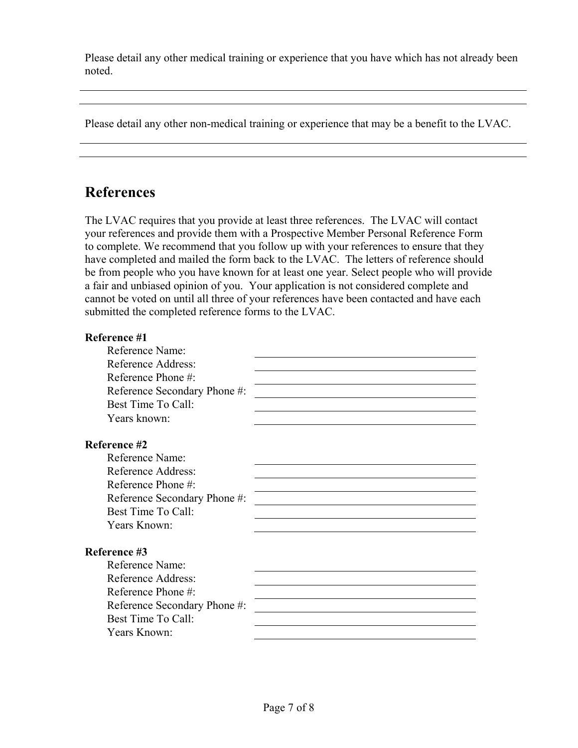Please detail any other medical training or experience that you have which has not already been noted.

\_\_\_\_\_\_\_\_\_\_\_\_\_\_\_\_\_\_\_\_\_\_\_\_\_\_\_\_\_\_\_\_\_\_\_\_\_\_\_\_\_\_\_\_\_\_\_\_\_\_\_\_\_\_\_\_\_\_\_\_

\_\_\_\_\_\_\_\_\_\_\_\_\_\_\_\_\_\_\_\_\_\_\_\_\_\_\_\_\_\_\_\_\_\_\_\_\_\_\_\_\_\_\_\_\_\_\_\_\_\_\_\_\_\_\_\_\_\_\_\_

Please detail any other non-medical training or experience that may be a benefit to the LVAC.

\_\_\_\_\_\_\_\_\_\_\_\_\_\_\_\_\_\_\_\_\_\_\_\_\_\_\_\_\_\_\_\_\_\_\_\_\_\_\_\_\_\_\_\_\_\_\_\_\_\_\_\_\_\_\_\_\_\_\_\_

\_\_\_\_\_\_\_\_\_\_\_\_\_\_\_\_\_\_\_\_\_\_\_\_\_\_\_\_\_\_\_\_\_\_\_\_\_\_\_\_\_\_\_\_\_\_\_\_\_\_\_\_\_\_\_\_\_\_\_\_

## References

The LVAC requires that you provide at least three references. The LVAC will contact your references and provide them with a Prospective Member Personal Reference Form to complete. We recommend that you follow up with your references to ensure that they have completed and mailed the form back to the LVAC. The letters of reference should be from people who you have known for at least one year. Select people who will provide a fair and unbiased opinion of you. Your application is not considered complete and cannot be voted on until all three of your references have been contacted and have each submitted the completed reference forms to the LVAC.

**Reference #1**

Reference Name: \_\_\_\_\_\_\_\_\_\_\_\_\_\_\_\_\_\_\_\_\_\_\_\_\_\_\_\_\_\_

Reference Address: \_\_\_\_\_\_\_\_\_\_\_\_\_\_\_\_\_\_\_\_\_\_\_\_\_\_\_\_\_\_

Reference Phone #: \_\_\_\_\_\_\_\_\_\_\_\_\_\_\_\_\_\_\_\_\_\_\_\_\_\_\_\_\_\_

Reference Secondary Phone #: \_\_\_\_\_\_\_\_\_\_\_\_\_\_\_\_\_\_\_\_\_\_\_\_\_\_\_\_\_\_

Best Time To Call: \_\_\_\_\_\_\_\_\_\_\_\_\_\_\_\_\_\_\_\_\_\_\_\_\_\_\_\_\_\_

Years known: \_\_\_\_\_\_\_\_\_\_\_\_\_\_\_\_\_\_\_\_\_\_\_\_\_\_\_\_\_\_

**Reference #2**

Reference Name: \_\_\_\_\_\_\_\_\_\_\_\_\_\_\_\_\_\_\_\_\_\_\_\_\_\_\_\_\_\_

Reference Address: \_\_\_\_\_\_\_\_\_\_\_\_\_\_\_\_\_\_\_\_\_\_\_\_\_\_\_\_\_\_

Reference Phone #: \_\_\_\_\_\_\_\_\_\_\_\_\_\_\_\_\_\_\_\_\_\_\_\_\_\_\_\_\_\_

Reference Secondary Phone #: \_\_\_\_\_\_\_\_\_\_\_\_\_\_\_\_\_\_\_\_\_\_\_\_\_\_\_\_\_\_

Best Time To Call: \_\_\_\_\_\_\_\_\_\_\_\_\_\_\_\_\_\_\_\_\_\_\_\_\_\_\_\_\_\_

Years Known: \_\_\_\_\_\_\_\_\_\_\_\_\_\_\_\_\_\_\_\_\_\_\_\_\_\_\_\_\_\_

**Reference #3**

Reference Name: \_\_\_\_\_\_\_\_\_\_\_\_\_\_\_\_\_\_\_\_\_\_\_\_\_\_\_\_\_\_

Reference Address: \_\_\_\_\_\_\_\_\_\_\_\_\_\_\_\_\_\_\_\_\_\_\_\_\_\_\_\_\_\_

Reference Phone #: \_\_\_\_\_\_\_\_\_\_\_\_\_\_\_\_\_\_\_\_\_\_\_\_\_\_\_\_\_\_

Reference Secondary Phone #: \_\_\_\_\_\_\_\_\_\_\_\_\_\_\_\_\_\_\_\_\_\_\_\_\_\_\_\_\_\_

Best Time To Call: \_\_\_\_\_\_\_\_\_\_\_\_\_\_\_\_\_\_\_\_\_\_\_\_\_\_\_\_\_\_

Years Known: \_\_\_\_\_\_\_\_\_\_\_\_\_\_\_\_\_\_\_\_\_\_\_\_\_\_\_\_\_\_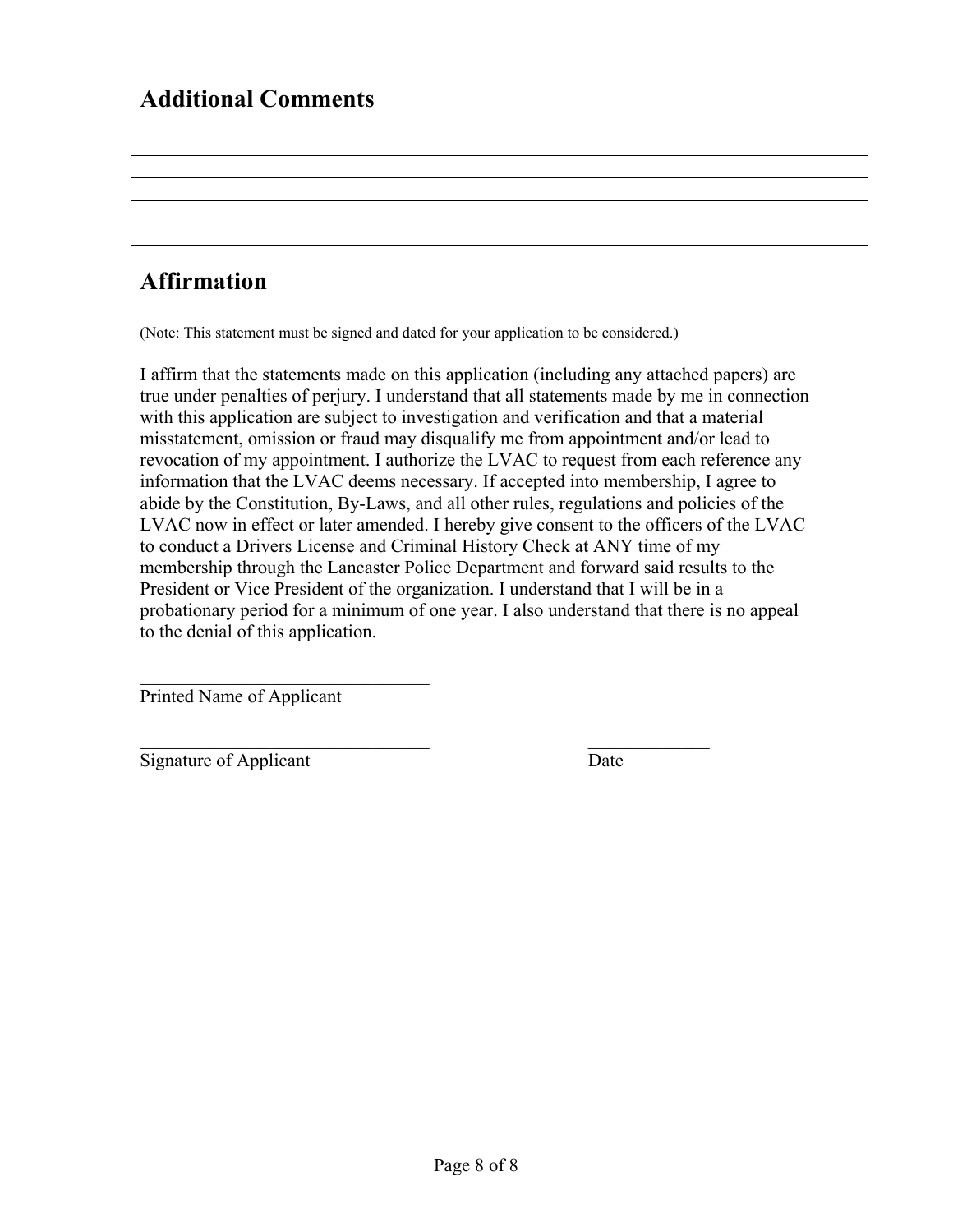## Additional Comments

\_\_\_\_\_\_\_\_\_\_\_\_\_\_\_\_\_\_\_\_\_\_\_\_\_\_\_\_\_\_\_\_\_\_\_\_\_\_\_\_\_\_\_\_\_\_\_\_\_\_\_\_\_\_\_\_\_\_\_\_

\_\_\_\_\_\_\_\_\_\_\_\_\_\_\_\_\_\_\_\_\_\_\_\_\_\_\_\_\_\_\_\_\_\_\_\_\_\_\_\_\_\_\_\_\_\_\_\_\_\_\_\_\_\_\_\_\_\_\_\_

\_\_\_\_\_\_\_\_\_\_\_\_\_\_\_\_\_\_\_\_\_\_\_\_\_\_\_\_\_\_\_\_\_\_\_\_\_\_\_\_\_\_\_\_\_\_\_\_\_\_\_\_\_\_\_\_\_\_\_\_

\_\_\_\_\_\_\_\_\_\_\_\_\_\_\_\_\_\_\_\_\_\_\_\_\_\_\_\_\_\_\_\_\_\_\_\_\_\_\_\_\_\_\_\_\_\_\_\_\_\_\_\_\_\_\_\_\_\_\_\_

\_\_\_\_\_\_\_\_\_\_\_\_\_\_\_\_\_\_\_\_\_\_\_\_\_\_\_\_\_\_\_\_\_\_\_\_\_\_\_\_\_\_\_\_\_\_\_\_\_\_\_\_\_\_\_\_\_\_\_\_

## Affirmation

(Note: This statement must be signed and dated for your application to be considered.)

I affirm that the statements made on this application (including any attached papers) are true under penalties of perjury. I understand that all statements made by me in connection with this application are subject to investigation and verification and that a material misstatement, omission or fraud may disqualify me from appointment and/or lead to revocation of my appointment. I authorize the LVAC to request from each reference any information that the LVAC deems necessary. If accepted into membership, I agree to abide by the Constitution, By-Laws, and all other rules, regulations and policies of the LVAC now in effect or later amended. I hereby give consent to the officers of the LVAC to conduct a Drivers License and Criminal History Check at ANY time of my membership through the Lancaster Police Department and forward said results to the President or Vice President of the organization. I understand that I will be in a probationary period for a minimum of one year. I also understand that there is no appeal to the denial of this application.

\_\_\_\_\_\_\_\_\_\_\_\_\_\_\_\_\_\_\_\_\_\_\_\_\_\_\_\_\_\_\_\_\_\_

Printed Name of Applicant

\_\_\_\_\_\_\_\_\_\_\_\_\_\_\_\_\_\_\_\_\_\_\_\_\_\_\_\_\_\_\_\_\_\_ \_\_\_\_\_\_\_\_\_\_\_\_\_\_

Signature of Applicant Date